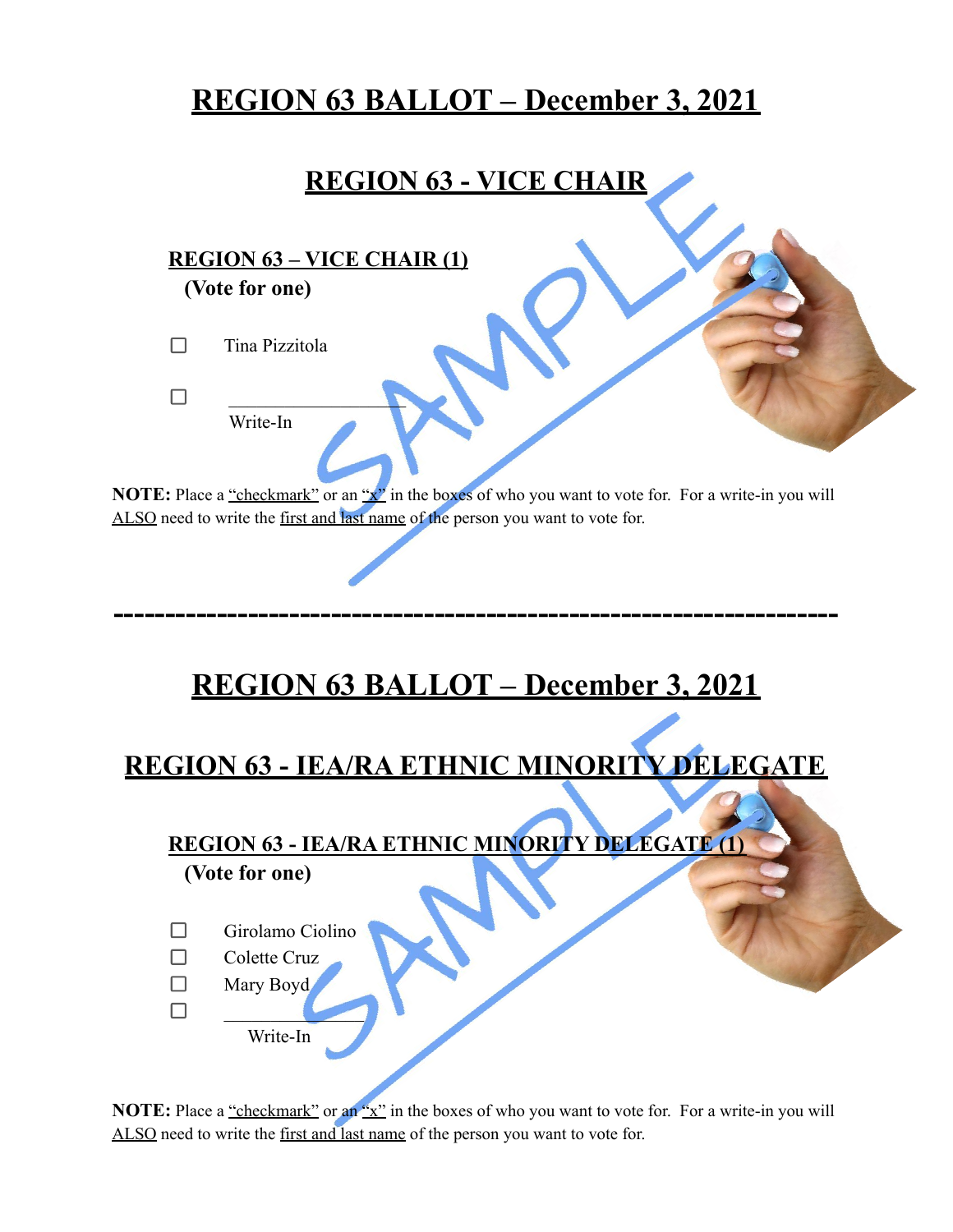# REGION 63 BALLOT – December 3, 2021

## REGION 63 - VICE CHAIR

### REGION 63 – VICE CHAIR (1)

**(Vote for one)**

☐ Tina Pizzitola

☐ \_\_\_\_\_\_\_\_\_\_\_\_\_\_\_\_\_\_
Write-In

**NOTE:** Place a "checkmark" or an "x" in the boxes of who you want to vote for. For a write-in you will ALSO need to write the first and last name of the person you want to vote for.

---

# REGION 63 BALLOT – December 3, 2021

## REGION 63 - IEA/RA ETHNIC MINORITY DELEGATE

### REGION 63 - IEA/RA ETHNIC MINORITY DELEGATE (1)

**(Vote for one)**

☐ Girolamo Ciolino
☐ Colette Cruz
☐ Mary Boyd
☐ \_\_\_\_\_\_\_\_\_\_\_\_\_\_\_\_\_\_
Write-In

**NOTE:** Place a "checkmark" or an "x" in the boxes of who you want to vote for. For a write-in you will ALSO need to write the first and last name of the person you want to vote for.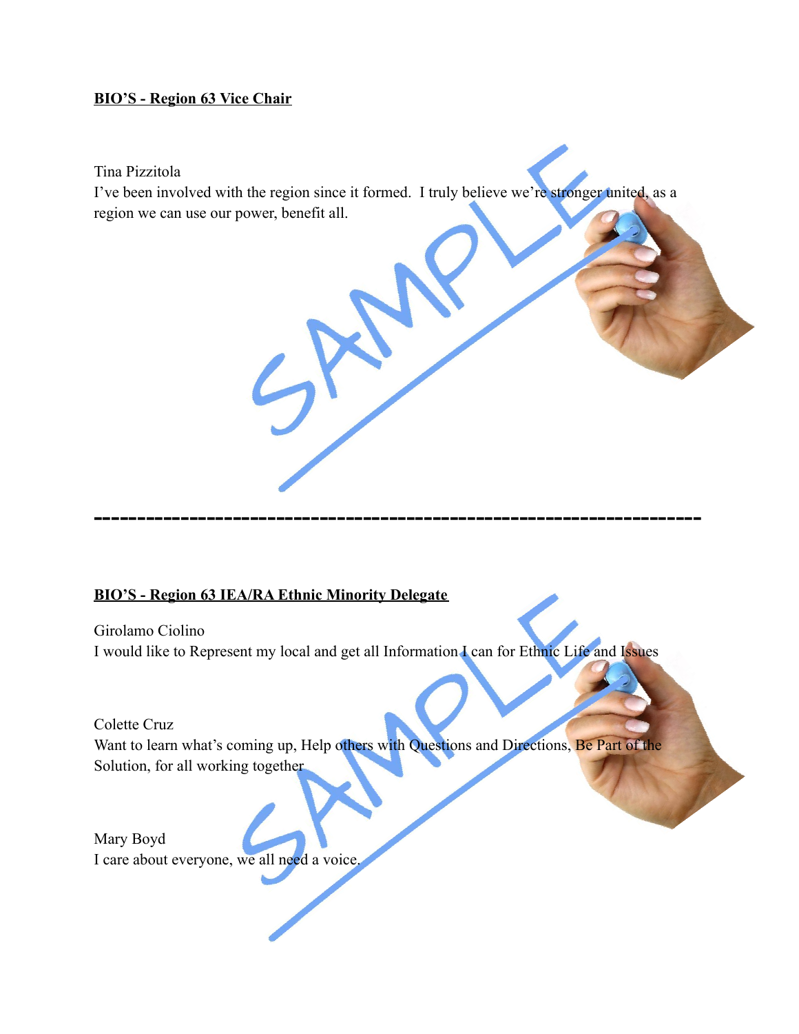**BIO'S - Region 63 Vice Chair**

Tina Pizzitola
I've been involved with the region since it formed. I truly believe we're stronger united, as a region we can use our power, benefit all.

---

**BIO'S - Region 63 IEA/RA Ethnic Minority Delegate**

Girolamo Ciolino
I would like to Represent my local and get all Information I can for Ethnic Life and Issues

Colette Cruz
Want to learn what's coming up, Help others with Questions and Directions, Be Part of the Solution, for all working together

Mary Boyd
I care about everyone, we all need a voice.